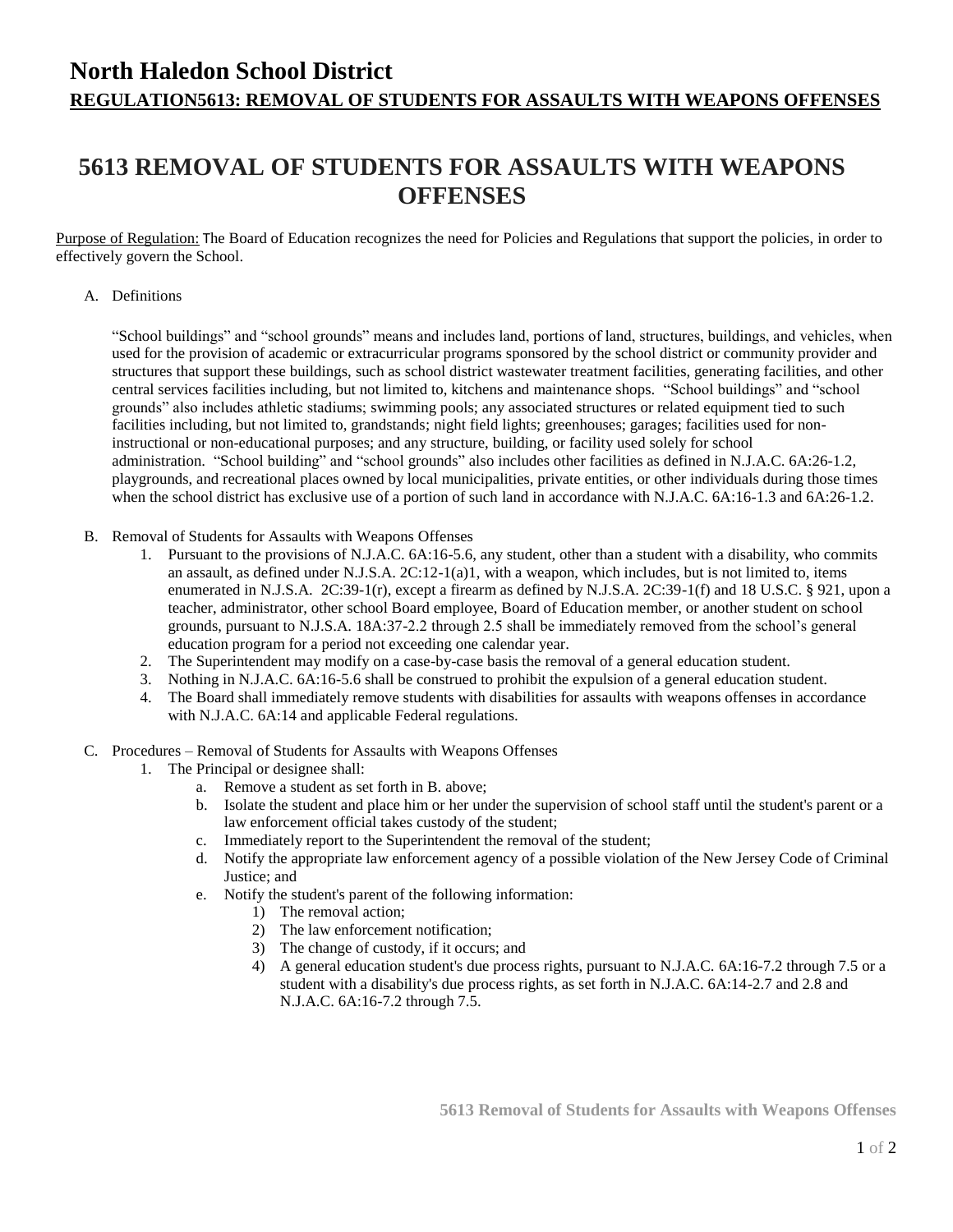# North Haledon School District

**REGULATION5613: REMOVAL OF STUDENTS FOR ASSAULTS WITH WEAPONS OFFENSES**

## 5613 REMOVAL OF STUDENTS FOR ASSAULTS WITH WEAPONS OFFENSES

Purpose of Regulation: The Board of Education recognizes the need for Policies and Regulations that support the policies, in order to effectively govern the School.

A. Definitions

"School buildings" and "school grounds" means and includes land, portions of land, structures, buildings, and vehicles, when used for the provision of academic or extracurricular programs sponsored by the school district or community provider and structures that support these buildings, such as school district wastewater treatment facilities, generating facilities, and other central services facilities including, but not limited to, kitchens and maintenance shops. "School buildings" and "school grounds" also includes athletic stadiums; swimming pools; any associated structures or related equipment tied to such facilities including, but not limited to, grandstands; night field lights; greenhouses; garages; facilities used for non-instructional or non-educational purposes; and any structure, building, or facility used solely for school administration. "School building" and "school grounds" also includes other facilities as defined in N.J.A.C. 6A:26-1.2, playgrounds, and recreational places owned by local municipalities, private entities, or other individuals during those times when the school district has exclusive use of a portion of such land in accordance with N.J.A.C. 6A:16-1.3 and 6A:26-1.2.

B. Removal of Students for Assaults with Weapons Offenses

1. Pursuant to the provisions of N.J.A.C. 6A:16-5.6, any student, other than a student with a disability, who commits an assault, as defined under N.J.S.A. 2C:12-1(a)1, with a weapon, which includes, but is not limited to, items enumerated in N.J.S.A. 2C:39-1(r), except a firearm as defined by N.J.S.A. 2C:39-1(f) and 18 U.S.C. § 921, upon a teacher, administrator, other school Board employee, Board of Education member, or another student on school grounds, pursuant to N.J.S.A. 18A:37-2.2 through 2.5 shall be immediately removed from the school's general education program for a period not exceeding one calendar year.
2. The Superintendent may modify on a case-by-case basis the removal of a general education student.
3. Nothing in N.J.A.C. 6A:16-5.6 shall be construed to prohibit the expulsion of a general education student.
4. The Board shall immediately remove students with disabilities for assaults with weapons offenses in accordance with N.J.A.C. 6A:14 and applicable Federal regulations.

C. Procedures – Removal of Students for Assaults with Weapons Offenses

1. The Principal or designee shall:
   a. Remove a student as set forth in B. above;
   b. Isolate the student and place him or her under the supervision of school staff until the student's parent or a law enforcement official takes custody of the student;
   c. Immediately report to the Superintendent the removal of the student;
   d. Notify the appropriate law enforcement agency of a possible violation of the New Jersey Code of Criminal Justice; and
   e. Notify the student's parent of the following information:
      1) The removal action;
      2) The law enforcement notification;
      3) The change of custody, if it occurs; and
      4) A general education student's due process rights, pursuant to N.J.A.C. 6A:16-7.2 through 7.5 or a student with a disability's due process rights, as set forth in N.J.A.C. 6A:14-2.7 and 2.8 and N.J.A.C. 6A:16-7.2 through 7.5.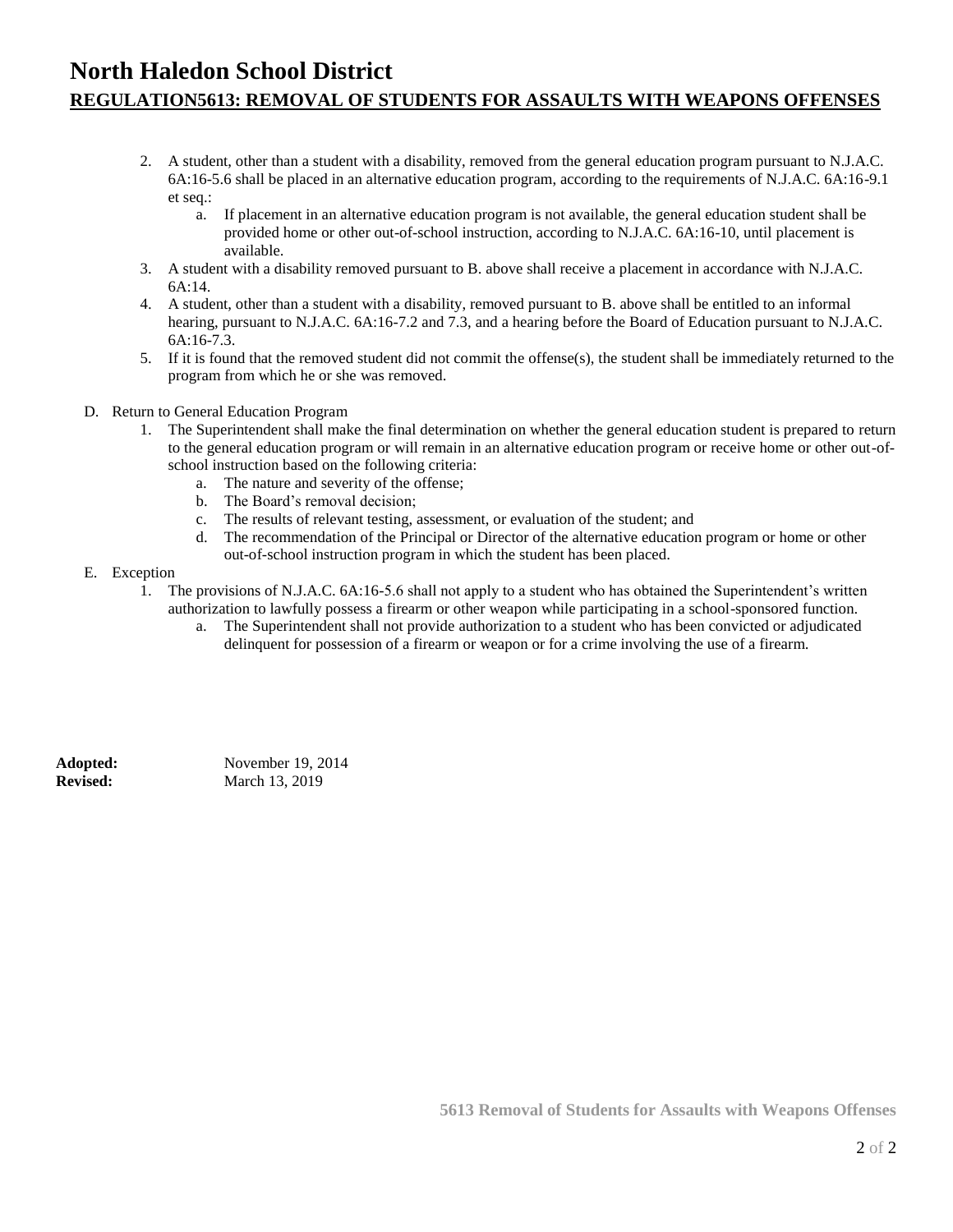# North Haledon School District

## REGULATION5613: REMOVAL OF STUDENTS FOR ASSAULTS WITH WEAPONS OFFENSES

2. A student, other than a student with a disability, removed from the general education program pursuant to N.J.A.C. 6A:16-5.6 shall be placed in an alternative education program, according to the requirements of N.J.A.C. 6A:16-9.1 et seq.:
   a. If placement in an alternative education program is not available, the general education student shall be provided home or other out-of-school instruction, according to N.J.A.C. 6A:16-10, until placement is available.
3. A student with a disability removed pursuant to B. above shall receive a placement in accordance with N.J.A.C. 6A:14.
4. A student, other than a student with a disability, removed pursuant to B. above shall be entitled to an informal hearing, pursuant to N.J.A.C. 6A:16-7.2 and 7.3, and a hearing before the Board of Education pursuant to N.J.A.C. 6A:16-7.3.
5. If it is found that the removed student did not commit the offense(s), the student shall be immediately returned to the program from which he or she was removed.

D. Return to General Education Program
   1. The Superintendent shall make the final determination on whether the general education student is prepared to return to the general education program or will remain in an alternative education program or receive home or other out-of-school instruction based on the following criteria:
      a. The nature and severity of the offense;
      b. The Board's removal decision;
      c. The results of relevant testing, assessment, or evaluation of the student; and
      d. The recommendation of the Principal or Director of the alternative education program or home or other out-of-school instruction program in which the student has been placed.

E. Exception
   1. The provisions of N.J.A.C. 6A:16-5.6 shall not apply to a student who has obtained the Superintendent's written authorization to lawfully possess a firearm or other weapon while participating in a school-sponsored function.
      a. The Superintendent shall not provide authorization to a student who has been convicted or adjudicated delinquent for possession of a firearm or weapon or for a crime involving the use of a firearm.

**Adopted:** November 19, 2014
**Revised:** March 13, 2019